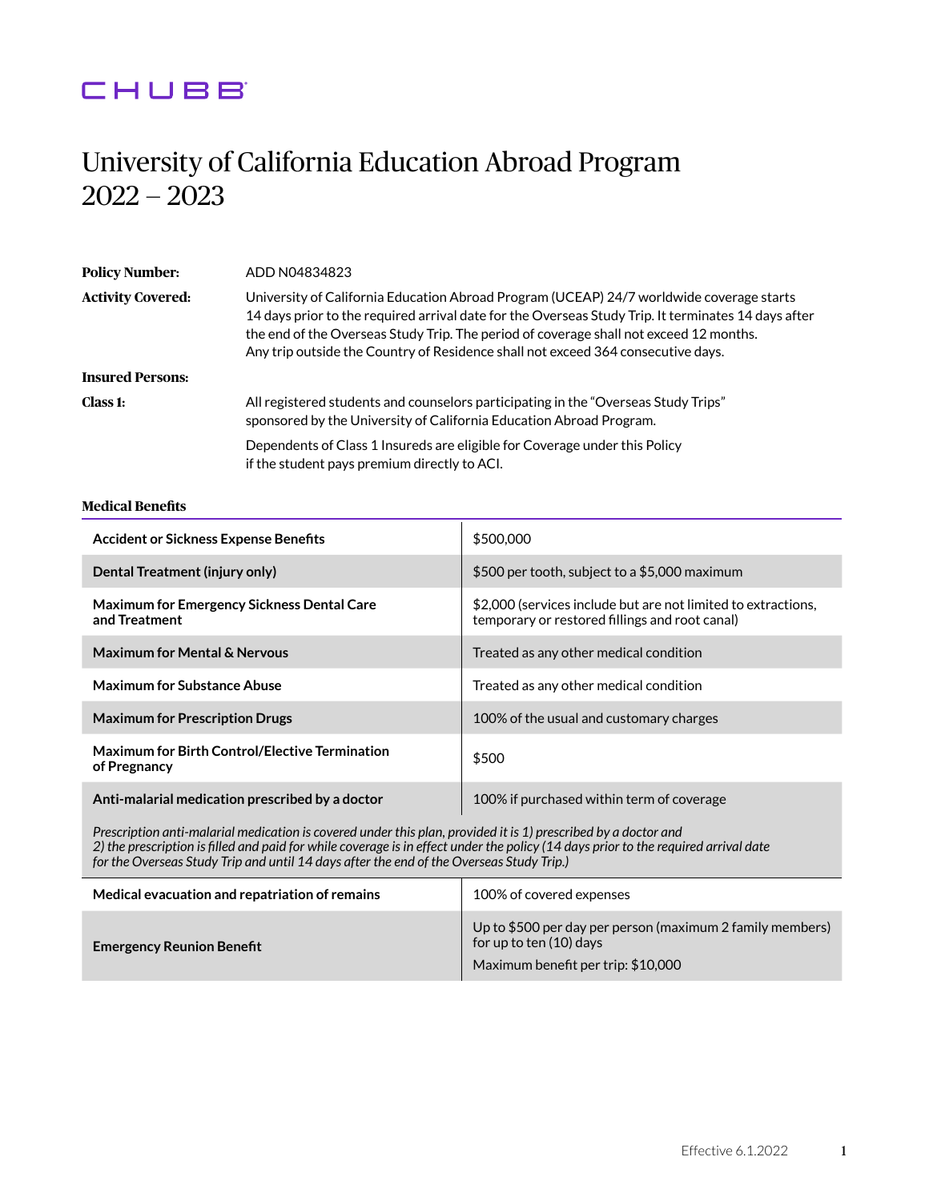CHUBB

# University of California Education Abroad Program 2022 – 2023

**Policy Number:** ADD N04834823

**Activity Covered:** University of California Education Abroad Program (UCEAP) 24/7 worldwide coverage starts 14 days prior to the required arrival date for the Overseas Study Trip. It terminates 14 days after the end of the Overseas Study Trip. The period of coverage shall not exceed 12 months. Any trip outside the Country of Residence shall not exceed 364 consecutive days.

**Insured Persons:**

**Class 1:** All registered students and counselors participating in the "Overseas Study Trips" sponsored by the University of California Education Abroad Program.

Dependents of Class 1 Insureds are eligible for Coverage under this Policy if the student pays premium directly to ACI.

## Medical Benefits

| | |
|---|---|
| **Accident or Sickness Expense Benefits** | $500,000 |
| **Dental Treatment (injury only)** | $500 per tooth, subject to a $5,000 maximum |
| **Maximum for Emergency Sickness Dental Care and Treatment** | $2,000 (services include but are not limited to extractions, temporary or restored fillings and root canal) |
| **Maximum for Mental & Nervous** | Treated as any other medical condition |
| **Maximum for Substance Abuse** | Treated as any other medical condition |
| **Maximum for Prescription Drugs** | 100% of the usual and customary charges |
| **Maximum for Birth Control/Elective Termination of Pregnancy** | $500 |
| **Anti-malarial medication prescribed by a doctor** | 100% if purchased within term of coverage |
| *Prescription anti-malarial medication is covered under this plan, provided it is 1) prescribed by a doctor and 2) the prescription is filled and paid for while coverage is in effect under the policy (14 days prior to the required arrival date for the Overseas Study Trip and until 14 days after the end of the Overseas Study Trip.)* | |
| **Medical evacuation and repatriation of remains** | 100% of covered expenses |
| **Emergency Reunion Benefit** | Up to $500 per day per person (maximum 2 family members) for up to ten (10) days<br>Maximum benefit per trip: $10,000 |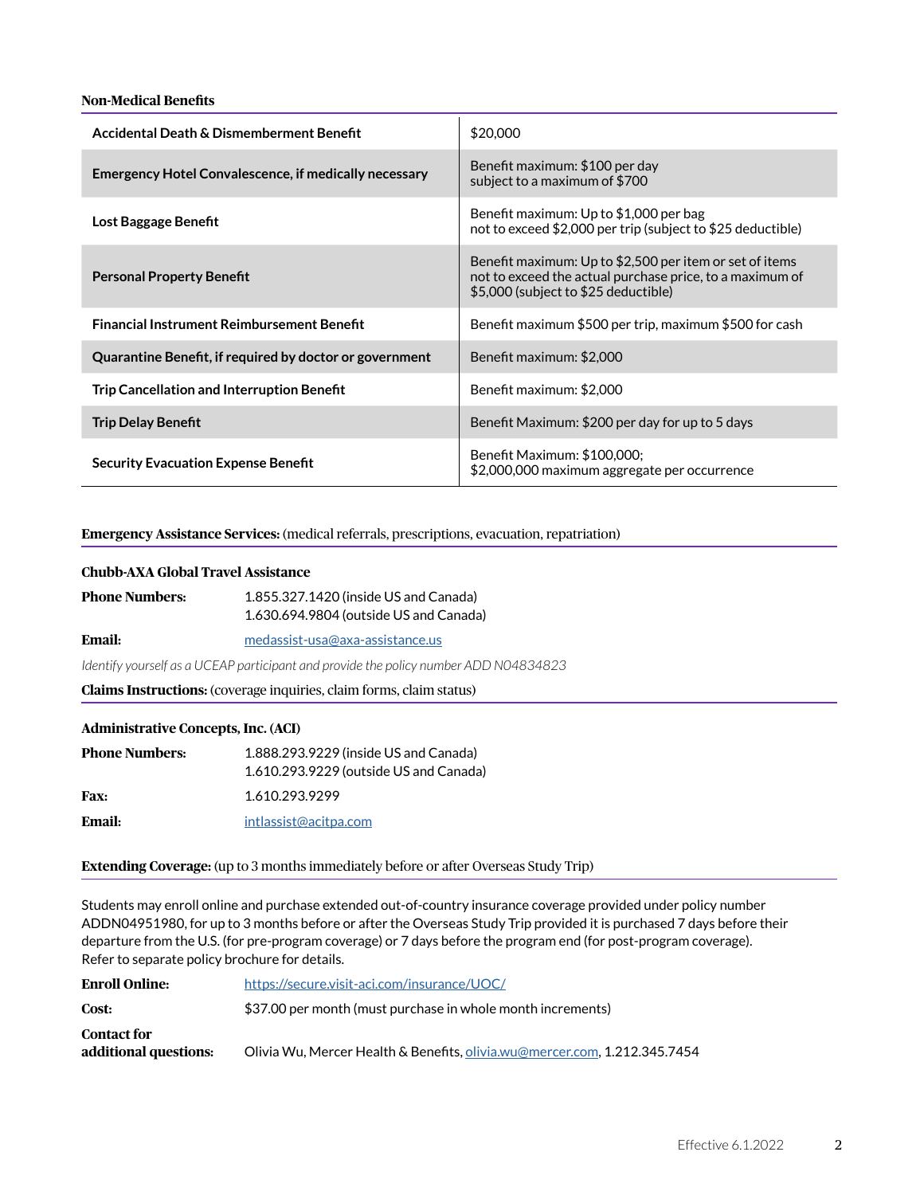**Non-Medical Benefits**

| | |
|---|---|
| **Accidental Death & Dismemberment Benefit** | $20,000 |
| **Emergency Hotel Convalescence, if medically necessary** | Benefit maximum: $100 per day subject to a maximum of $700 |
| **Lost Baggage Benefit** | Benefit maximum: Up to $1,000 per bag not to exceed $2,000 per trip (subject to $25 deductible) |
| **Personal Property Benefit** | Benefit maximum: Up to $2,500 per item or set of items not to exceed the actual purchase price, to a maximum of $5,000 (subject to $25 deductible) |
| **Financial Instrument Reimbursement Benefit** | Benefit maximum $500 per trip, maximum $500 for cash |
| **Quarantine Benefit, if required by doctor or government** | Benefit maximum: $2,000 |
| **Trip Cancellation and Interruption Benefit** | Benefit maximum: $2,000 |
| **Trip Delay Benefit** | Benefit Maximum: $200 per day for up to 5 days |
| **Security Evacuation Expense Benefit** | Benefit Maximum: $100,000; $2,000,000 maximum aggregate per occurrence |

**Emergency Assistance Services:** (medical referrals, prescriptions, evacuation, repatriation)

**Chubb-AXA Global Travel Assistance**

**Phone Numbers:** 1.855.327.1420 (inside US and Canada)
1.630.694.9804 (outside US and Canada)

**Email:** medassist-usa@axa-assistance.us

*Identify yourself as a UCEAP participant and provide the policy number ADD N04834823*

**Claims Instructions:** (coverage inquiries, claim forms, claim status)

**Administrative Concepts, Inc. (ACI)**

**Phone Numbers:** 1.888.293.9229 (inside US and Canada)
1.610.293.9229 (outside US and Canada)

**Fax:** 1.610.293.9299

**Email:** intlassist@acitpa.com

**Extending Coverage:** (up to 3 months immediately before or after Overseas Study Trip)

Students may enroll online and purchase extended out-of-country insurance coverage provided under policy number ADDN04951980, for up to 3 months before or after the Overseas Study Trip provided it is purchased 7 days before their departure from the U.S. (for pre-program coverage) or 7 days before the program end (for post-program coverage). Refer to separate policy brochure for details.

**Enroll Online:** https://secure.visit-aci.com/insurance/UOC/

**Cost:** $37.00 per month (must purchase in whole month increments)

**Contact for additional questions:** Olivia Wu, Mercer Health & Benefits, olivia.wu@mercer.com, 1.212.345.7454

Effective 6.1.2022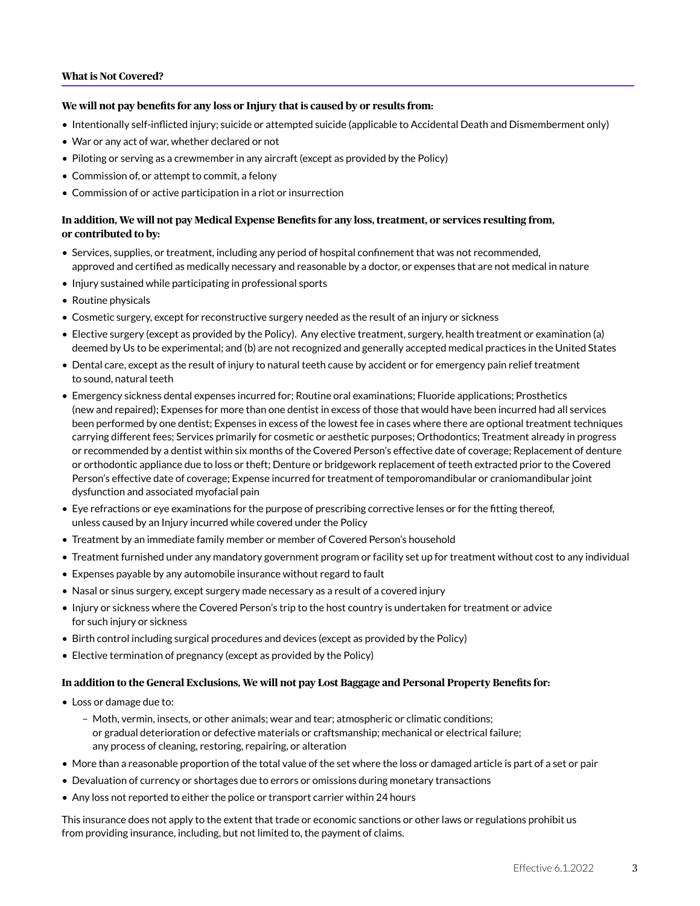## What is Not Covered?

**We will not pay benefits for any loss or Injury that is caused by or results from:**

- Intentionally self-inflicted injury; suicide or attempted suicide (applicable to Accidental Death and Dismemberment only)
- War or any act of war, whether declared or not
- Piloting or serving as a crewmember in any aircraft (except as provided by the Policy)
- Commission of, or attempt to commit, a felony
- Commission of or active participation in a riot or insurrection

**In addition, We will not pay Medical Expense Benefits for any loss, treatment, or services resulting from, or contributed to by:**

- Services, supplies, or treatment, including any period of hospital confinement that was not recommended, approved and certified as medically necessary and reasonable by a doctor, or expenses that are not medical in nature
- Injury sustained while participating in professional sports
- Routine physicals
- Cosmetic surgery, except for reconstructive surgery needed as the result of an injury or sickness
- Elective surgery (except as provided by the Policy). Any elective treatment, surgery, health treatment or examination (a) deemed by Us to be experimental; and (b) are not recognized and generally accepted medical practices in the United States
- Dental care, except as the result of injury to natural teeth cause by accident or for emergency pain relief treatment to sound, natural teeth
- Emergency sickness dental expenses incurred for; Routine oral examinations; Fluoride applications; Prosthetics (new and repaired); Expenses for more than one dentist in excess of those that would have been incurred had all services been performed by one dentist; Expenses in excess of the lowest fee in cases where there are optional treatment techniques carrying different fees; Services primarily for cosmetic or aesthetic purposes; Orthodontics; Treatment already in progress or recommended by a dentist within six months of the Covered Person's effective date of coverage; Replacement of denture or orthodontic appliance due to loss or theft; Denture or bridgework replacement of teeth extracted prior to the Covered Person's effective date of coverage; Expense incurred for treatment of temporomandibular or craniomandibular joint dysfunction and associated myofacial pain
- Eye refractions or eye examinations for the purpose of prescribing corrective lenses or for the fitting thereof, unless caused by an Injury incurred while covered under the Policy
- Treatment by an immediate family member or member of Covered Person's household
- Treatment furnished under any mandatory government program or facility set up for treatment without cost to any individual
- Expenses payable by any automobile insurance without regard to fault
- Nasal or sinus surgery, except surgery made necessary as a result of a covered injury
- Injury or sickness where the Covered Person's trip to the host country is undertaken for treatment or advice for such injury or sickness
- Birth control including surgical procedures and devices (except as provided by the Policy)
- Elective termination of pregnancy (except as provided by the Policy)

**In addition to the General Exclusions, We will not pay Lost Baggage and Personal Property Benefits for:**

- Loss or damage due to:
  - Moth, vermin, insects, or other animals; wear and tear; atmospheric or climatic conditions; or gradual deterioration or defective materials or craftsmanship; mechanical or electrical failure; any process of cleaning, restoring, repairing, or alteration
- More than a reasonable proportion of the total value of the set where the loss or damaged article is part of a set or pair
- Devaluation of currency or shortages due to errors or omissions during monetary transactions
- Any loss not reported to either the police or transport carrier within 24 hours

This insurance does not apply to the extent that trade or economic sanctions or other laws or regulations prohibit us from providing insurance, including, but not limited to, the payment of claims.

Effective 6.1.2022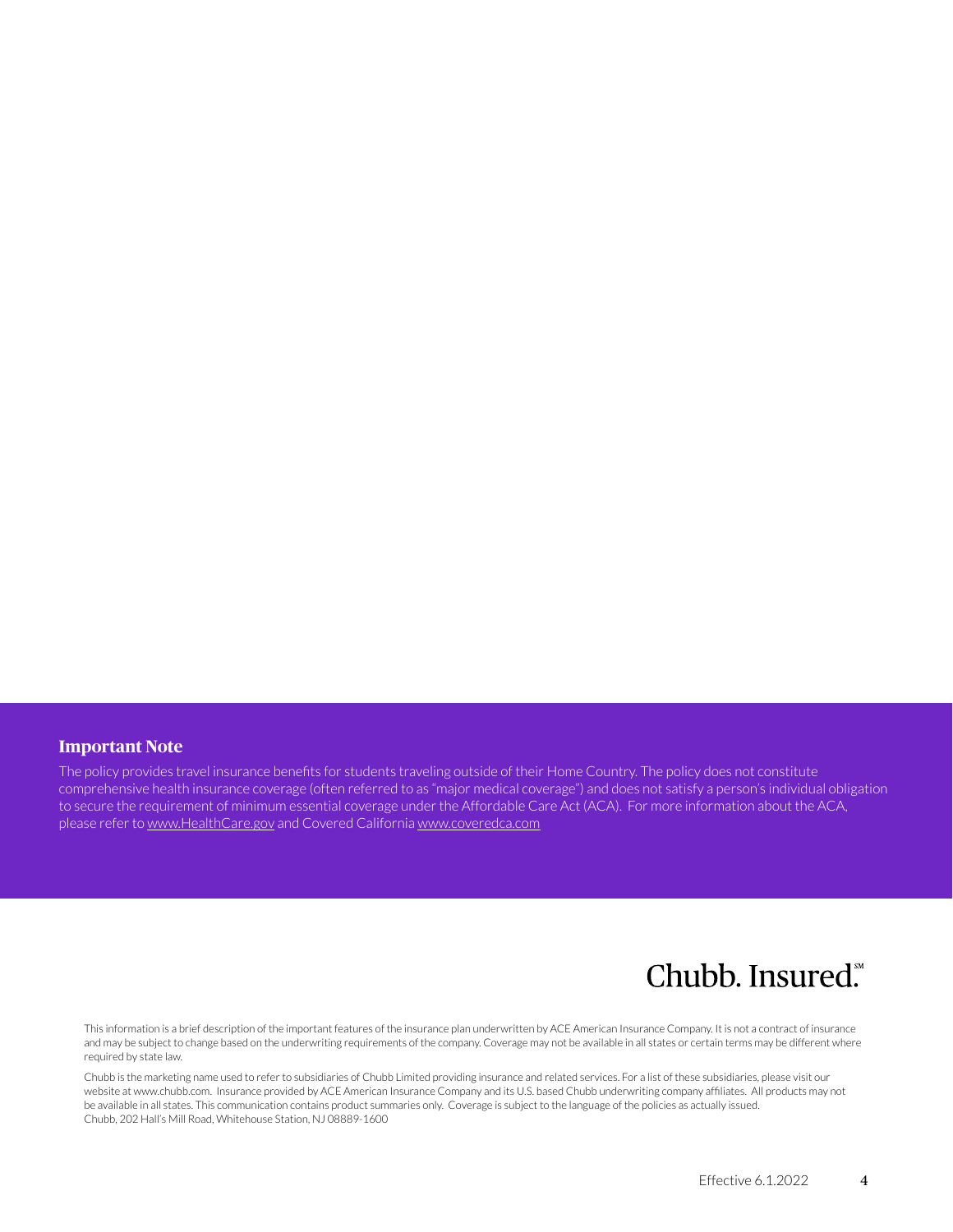## Important Note

The policy provides travel insurance benefits for students traveling outside of their Home Country. The policy does not constitute comprehensive health insurance coverage (often referred to as "major medical coverage") and does not satisfy a person's individual obligation to secure the requirement of minimum essential coverage under the Affordable Care Act (ACA). For more information about the ACA, please refer to www.HealthCare.gov and Covered California www.coveredca.com

Chubb. Insured.℠

This information is a brief description of the important features of the insurance plan underwritten by ACE American Insurance Company. It is not a contract of insurance and may be subject to change based on the underwriting requirements of the company. Coverage may not be available in all states or certain terms may be different where required by state law.

Chubb is the marketing name used to refer to subsidiaries of Chubb Limited providing insurance and related services. For a list of these subsidiaries, please visit our website at www.chubb.com. Insurance provided by ACE American Insurance Company and its U.S. based Chubb underwriting company affiliates. All products may not be available in all states. This communication contains product summaries only. Coverage is subject to the language of the policies as actually issued.
Chubb, 202 Hall's Mill Road, Whitehouse Station, NJ 08889-1600

Effective 6.1.2022